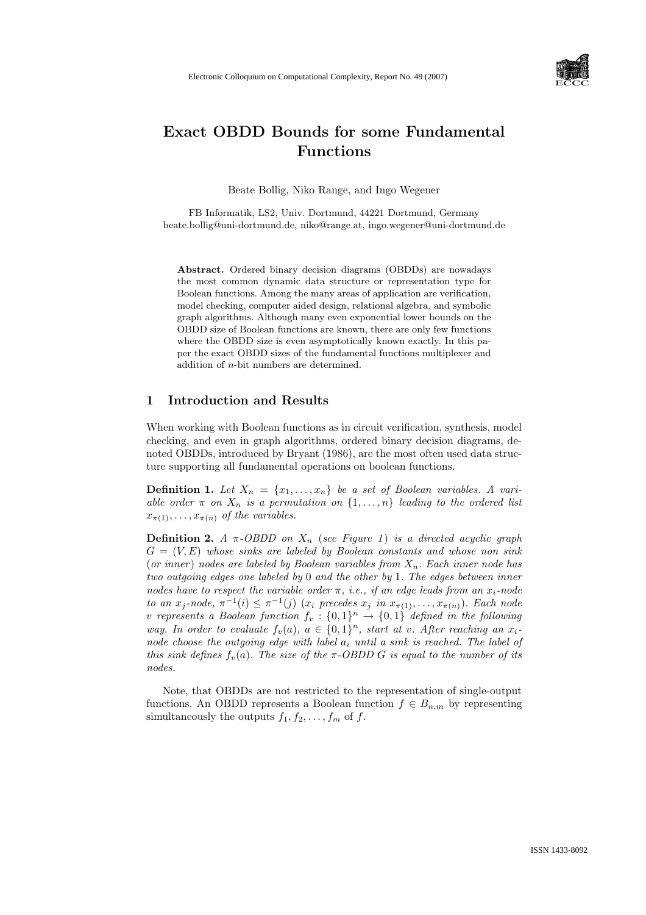# Exact OBDD Bounds for some Fundamental Functions

Beate Bollig, Niko Range, and Ingo Wegener

FB Informatik, LS2, Univ. Dortmund, 44221 Dortmund, Germany
beate.bollig@uni-dortmund.de, niko@range.at, ingo.wegener@uni-dortmund.de

**Abstract.** Ordered binary decision diagrams (OBDDs) are nowadays the most common dynamic data structure or representation type for Boolean functions. Among the many areas of application are verification, model checking, computer aided design, relational algebra, and symbolic graph algorithms. Although many even exponential lower bounds on the OBDD size of Boolean functions are known, there are only few functions where the OBDD size is even asymptotically known exactly. In this paper the exact OBDD sizes of the fundamental functions multiplexer and addition of $n$-bit numbers are determined.

## 1 Introduction and Results

When working with Boolean functions as in circuit verification, synthesis, model checking, and even in graph algorithms, ordered binary decision diagrams, denoted OBDDs, introduced by Bryant (1986), are the most often used data structure supporting all fundamental operations on boolean functions.

**Definition 1.** *Let $X_n = \{x_1, \ldots, x_n\}$ be a set of Boolean variables. A variable order $\pi$ on $X_n$ is a permutation on $\{1, \ldots, n\}$ leading to the ordered list $x_{\pi(1)}, \ldots, x_{\pi(n)}$ of the variables.*

**Definition 2.** *A $\pi$-OBDD on $X_n$ (see Figure 1) is a directed acyclic graph $G = (V, E)$ whose sinks are labeled by Boolean constants and whose non sink (or inner) nodes are labeled by Boolean variables from $X_n$. Each inner node has two outgoing edges one labeled by 0 and the other by 1. The edges between inner nodes have to respect the variable order $\pi$, i.e., if an edge leads from an $x_i$-node to an $x_j$-node, $\pi^{-1}(i) \leq \pi^{-1}(j)$ ($x_i$ precedes $x_j$ in $x_{\pi(1)}, \ldots, x_{\pi(n)}$). Each node $v$ represents a Boolean function $f_v : \{0,1\}^n \to \{0,1\}$ defined in the following way. In order to evaluate $f_v(a)$, $a \in \{0,1\}^n$, start at $v$. After reaching an $x_i$-node choose the outgoing edge with label $a_i$ until a sink is reached. The label of this sink defines $f_v(a)$. The size of the $\pi$-OBDD $G$ is equal to the number of its nodes.*

Note, that OBDDs are not restricted to the representation of single-output functions. An OBDD represents a Boolean function $f \in B_{n,m}$ by representing simultaneously the outputs $f_1, f_2, \ldots, f_m$ of $f$.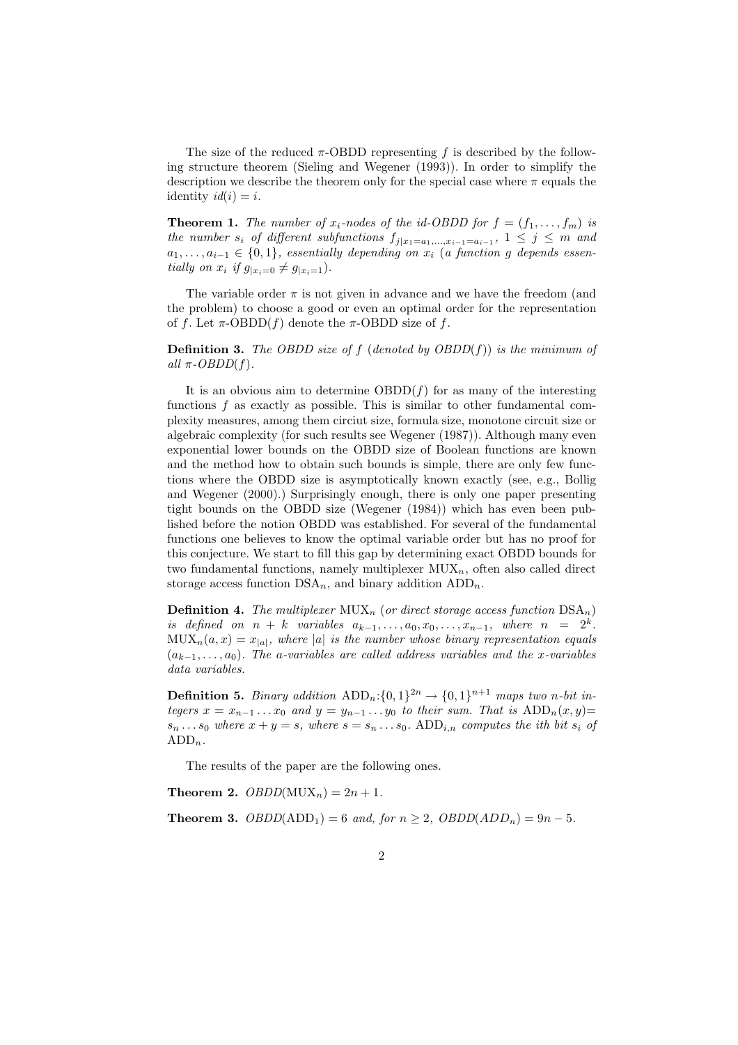The size of the reduced $\pi$-OBDD representing $f$ is described by the following structure theorem (Sieling and Wegener (1993)). In order to simplify the description we describe the theorem only for the special case where $\pi$ equals the identity $id(i) = i$.

**Theorem 1.** *The number of $x_i$-nodes of the id-OBDD for $f = (f_1, \ldots, f_m)$ is the number $s_i$ of different subfunctions $f_{j|x_1=a_1,\ldots,x_{i-1}=a_{i-1}}$, $1 \le j \le m$ and $a_1, \ldots, a_{i-1} \in \{0,1\}$, essentially depending on $x_i$ (a function $g$ depends essentially on $x_i$ if $g_{|x_i=0} \neq g_{|x_i=1}$).*

The variable order $\pi$ is not given in advance and we have the freedom (and the problem) to choose a good or even an optimal order for the representation of $f$. Let $\pi$-OBDD($f$) denote the $\pi$-OBDD size of $f$.

**Definition 3.** *The OBDD size of $f$ (denoted by OBDD($f$)) is the minimum of all $\pi$-OBDD($f$).*

It is an obvious aim to determine OBDD($f$) for as many of the interesting functions $f$ as exactly as possible. This is similar to other fundamental complexity measures, among them circiut size, formula size, monotone circuit size or algebraic complexity (for such results see Wegener (1987)). Although many even exponential lower bounds on the OBDD size of Boolean functions are known and the method how to obtain such bounds is simple, there are only few functions where the OBDD size is asymptotically known exactly (see, e.g., Bollig and Wegener (2000).) Surprisingly enough, there is only one paper presenting tight bounds on the OBDD size (Wegener (1984)) which has even been published before the notion OBDD was established. For several of the fundamental functions one believes to know the optimal variable order but has no proof for this conjecture. We start to fill this gap by determining exact OBDD bounds for two fundamental functions, namely multiplexer $\mathrm{MUX}_n$, often also called direct storage access function $\mathrm{DSA}_n$, and binary addition $\mathrm{ADD}_n$.

**Definition 4.** *The multiplexer $\mathrm{MUX}_n$ (or direct storage access function $\mathrm{DSA}_n$) is defined on $n + k$ variables $a_{k-1}, \ldots, a_0, x_0, \ldots, x_{n-1}$, where $n = 2^k$. $\mathrm{MUX}_n(a, x) = x_{|a|}$, where $|a|$ is the number whose binary representation equals $(a_{k-1}, \ldots, a_0)$. The a-variables are called address variables and the x-variables data variables.*

**Definition 5.** *Binary addition $\mathrm{ADD}_n$:$\{0,1\}^{2n} \to \{0,1\}^{n+1}$ maps two $n$-bit integers $x = x_{n-1} \ldots x_0$ and $y = y_{n-1} \ldots y_0$ to their sum. That is $\mathrm{ADD}_n(x, y) = s_n \ldots s_0$ where $x + y = s$, where $s = s_n \ldots s_0$. $\mathrm{ADD}_{i,n}$ computes the ith bit $s_i$ of $\mathrm{ADD}_n$.*

The results of the paper are the following ones.

**Theorem 2.** *OBDD($\mathrm{MUX}_n$) $= 2n + 1$.*

**Theorem 3.** *OBDD($\mathrm{ADD}_1$) $= 6$ and, for $n \ge 2$, OBDD($ADD_n$) $= 9n - 5$.*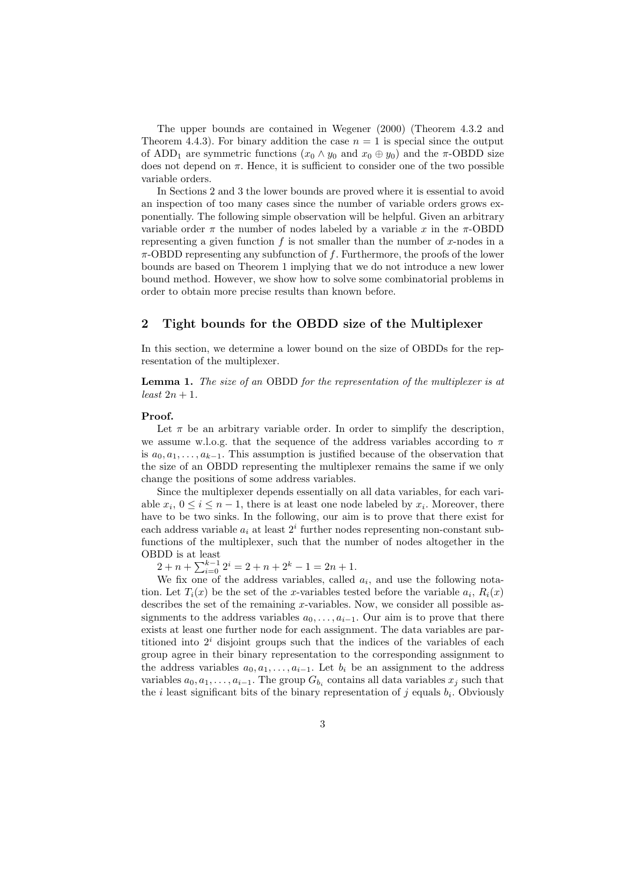The upper bounds are contained in Wegener (2000) (Theorem 4.3.2 and Theorem 4.4.3). For binary addition the case $n = 1$ is special since the output of $\text{ADD}_1$ are symmetric functions ($x_0 \wedge y_0$ and $x_0 \oplus y_0$) and the $\pi$-OBDD size does not depend on $\pi$. Hence, it is sufficient to consider one of the two possible variable orders.

In Sections 2 and 3 the lower bounds are proved where it is essential to avoid an inspection of too many cases since the number of variable orders grows exponentially. The following simple observation will be helpful. Given an arbitrary variable order $\pi$ the number of nodes labeled by a variable $x$ in the $\pi$-OBDD representing a given function $f$ is not smaller than the number of $x$-nodes in a $\pi$-OBDD representing any subfunction of $f$. Furthermore, the proofs of the lower bounds are based on Theorem 1 implying that we do not introduce a new lower bound method. However, we show how to solve some combinatorial problems in order to obtain more precise results than known before.

## 2 Tight bounds for the OBDD size of the Multiplexer

In this section, we determine a lower bound on the size of OBDDs for the representation of the multiplexer.

**Lemma 1.** *The size of an* OBDD *for the representation of the multiplexer is at least $2n + 1$.*

**Proof.**

Let $\pi$ be an arbitrary variable order. In order to simplify the description, we assume w.l.o.g. that the sequence of the address variables according to $\pi$ is $a_0, a_1, \ldots, a_{k-1}$. This assumption is justified because of the observation that the size of an OBDD representing the multiplexer remains the same if we only change the positions of some address variables.

Since the multiplexer depends essentially on all data variables, for each variable $x_i$, $0 \leq i \leq n-1$, there is at least one node labeled by $x_i$. Moreover, there have to be two sinks. In the following, our aim is to prove that there exist for each address variable $a_i$ at least $2^i$ further nodes representing non-constant subfunctions of the multiplexer, such that the number of nodes altogether in the OBDD is at least

$2 + n + \sum_{i=0}^{k-1} 2^i = 2 + n + 2^k - 1 = 2n + 1$.

We fix one of the address variables, called $a_i$, and use the following notation. Let $T_i(x)$ be the set of the $x$-variables tested before the variable $a_i$, $R_i(x)$ describes the set of the remaining $x$-variables. Now, we consider all possible assignments to the address variables $a_0, \ldots, a_{i-1}$. Our aim is to prove that there exists at least one further node for each assignment. The data variables are partitioned into $2^i$ disjoint groups such that the indices of the variables of each group agree in their binary representation to the corresponding assignment to the address variables $a_0, a_1, \ldots, a_{i-1}$. Let $b_i$ be an assignment to the address variables $a_0, a_1, \ldots, a_{i-1}$. The group $G_{b_i}$ contains all data variables $x_j$ such that the $i$ least significant bits of the binary representation of $j$ equals $b_i$. Obviously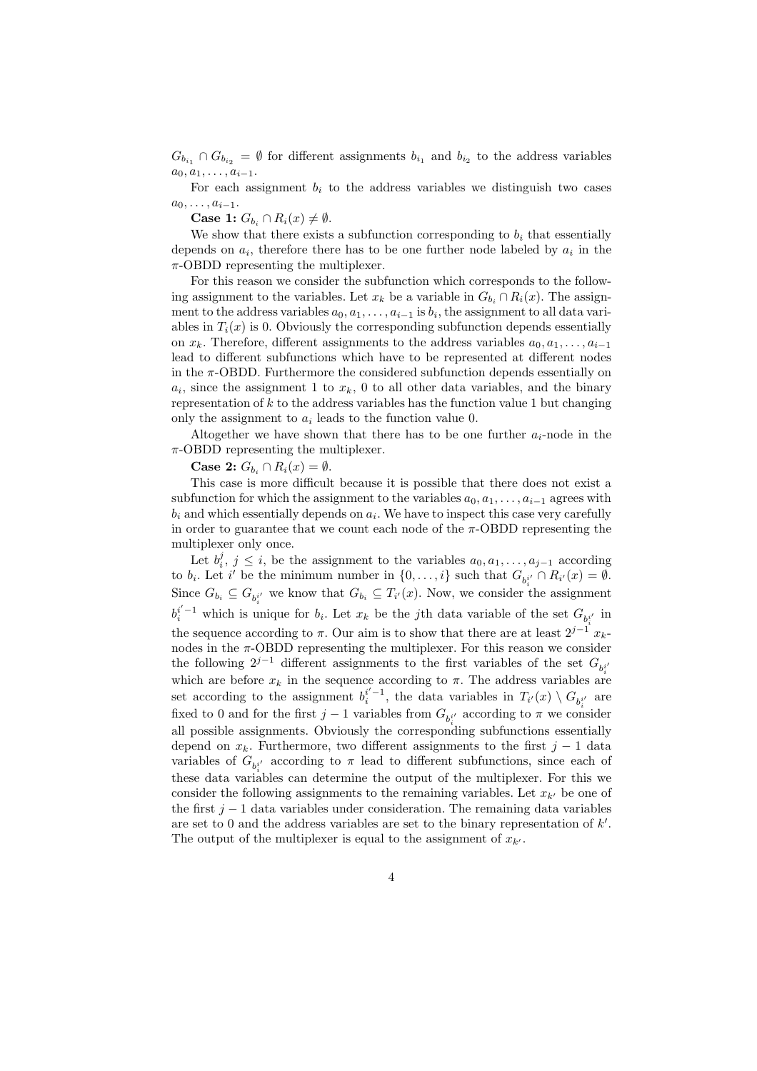$G_{b_{i_1}} \cap G_{b_{i_2}} = \emptyset$ for different assignments $b_{i_1}$ and $b_{i_2}$ to the address variables $a_0, a_1, \ldots, a_{i-1}$.

For each assignment $b_i$ to the address variables we distinguish two cases $a_0, \ldots, a_{i-1}$.

**Case 1:** $G_{b_i} \cap R_i(x) \neq \emptyset$.

We show that there exists a subfunction corresponding to $b_i$ that essentially depends on $a_i$, therefore there has to be one further node labeled by $a_i$ in the $\pi$-OBDD representing the multiplexer.

For this reason we consider the subfunction which corresponds to the following assignment to the variables. Let $x_k$ be a variable in $G_{b_i} \cap R_i(x)$. The assignment to the address variables $a_0, a_1, \ldots, a_{i-1}$ is $b_i$, the assignment to all data variables in $T_i(x)$ is 0. Obviously the corresponding subfunction depends essentially on $x_k$. Therefore, different assignments to the address variables $a_0, a_1, \ldots, a_{i-1}$ lead to different subfunctions which have to be represented at different nodes in the $\pi$-OBDD. Furthermore the considered subfunction depends essentially on $a_i$, since the assignment 1 to $x_k$, 0 to all other data variables, and the binary representation of $k$ to the address variables has the function value 1 but changing only the assignment to $a_i$ leads to the function value 0.

Altogether we have shown that there has to be one further $a_i$-node in the $\pi$-OBDD representing the multiplexer.

**Case 2:** $G_{b_i} \cap R_i(x) = \emptyset$.

This case is more difficult because it is possible that there does not exist a subfunction for which the assignment to the variables $a_0, a_1, \ldots, a_{i-1}$ agrees with $b_i$ and which essentially depends on $a_i$. We have to inspect this case very carefully in order to guarantee that we count each node of the $\pi$-OBDD representing the multiplexer only once.

Let $b_i^j$, $j \leq i$, be the assignment to the variables $a_0, a_1, \ldots, a_{j-1}$ according to $b_i$. Let $i'$ be the minimum number in $\{0, \ldots, i\}$ such that $G_{b_i^{i'}} \cap R_{i'}(x) = \emptyset$. Since $G_{b_i} \subseteq G_{b_i^{i'}}$ we know that $G_{b_i} \subseteq T_{i'}(x)$. Now, we consider the assignment $b_i^{i'-1}$ which is unique for $b_i$. Let $x_k$ be the $j$th data variable of the set $G_{b_i^{i'}}$ in the sequence according to $\pi$. Our aim is to show that there are at least $2^{j-1}$ $x_k$-nodes in the $\pi$-OBDD representing the multiplexer. For this reason we consider the following $2^{j-1}$ different assignments to the first variables of the set $G_{b_i^{i'}}$ which are before $x_k$ in the sequence according to $\pi$. The address variables are set according to the assignment $b_i^{i'-1}$, the data variables in $T_{i'}(x) \setminus G_{b_i^{i'}}$ are fixed to 0 and for the first $j-1$ variables from $G_{b_i^{i'}}$ according to $\pi$ we consider all possible assignments. Obviously the corresponding subfunctions essentially depend on $x_k$. Furthermore, two different assignments to the first $j-1$ data variables of $G_{b_i^{i'}}$ according to $\pi$ lead to different subfunctions, since each of these data variables can determine the output of the multiplexer. For this we consider the following assignments to the remaining variables. Let $x_{k'}$ be one of the first $j-1$ data variables under consideration. The remaining data variables are set to 0 and the address variables are set to the binary representation of $k'$. The output of the multiplexer is equal to the assignment of $x_{k'}$.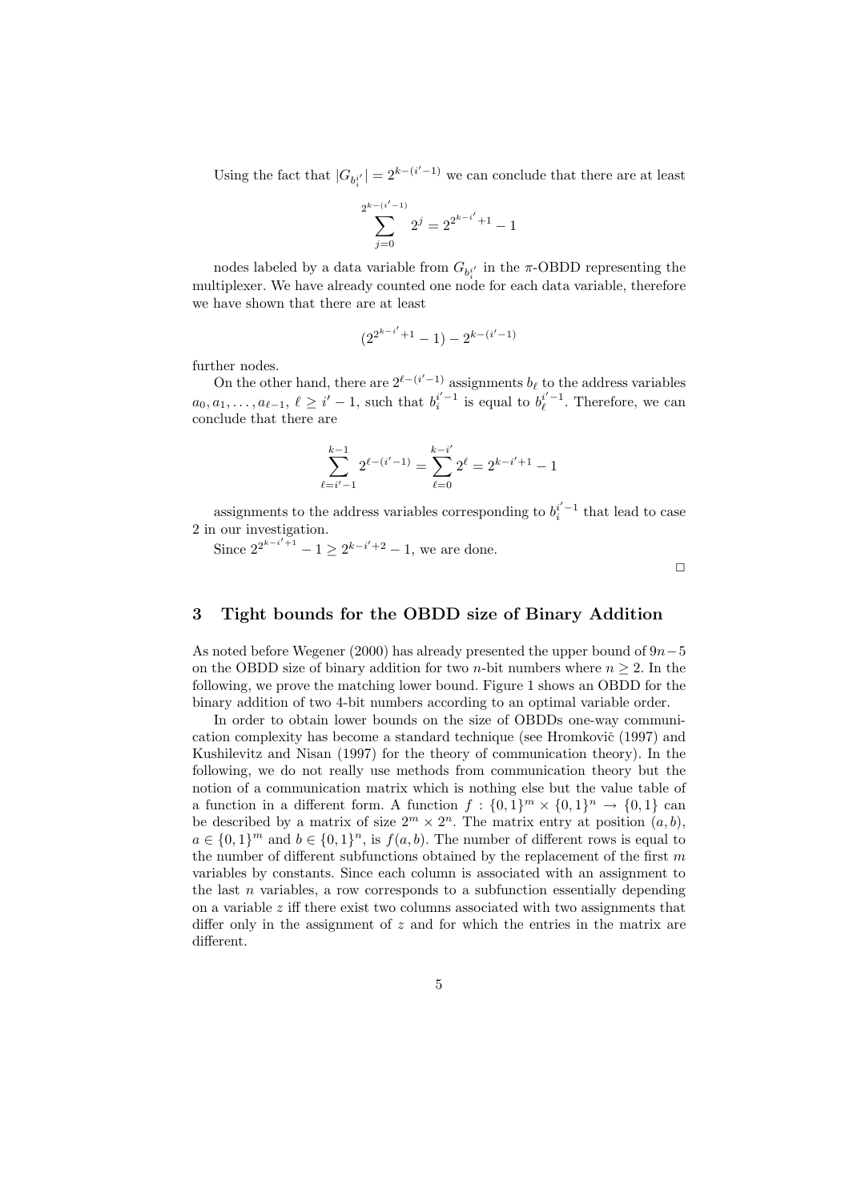Using the fact that $|G_{b_i^{i'}}| = 2^{k-(i'-1)}$ we can conclude that there are at least

$$\sum_{j=0}^{2^{k-(i'-1)}} 2^j = 2^{2^{k-i'}+1} - 1$$

nodes labeled by a data variable from $G_{b_i^{i'}}$ in the $\pi$-OBDD representing the multiplexer. We have already counted one node for each data variable, therefore we have shown that there are at least

$$(2^{2^{k-i'}+1} - 1) - 2^{k-(i'-1)}$$

further nodes.

On the other hand, there are $2^{\ell-(i'-1)}$ assignments $b_\ell$ to the address variables $a_0, a_1, \ldots, a_{\ell-1}$, $\ell \geq i'-1$, such that $b_i^{i'-1}$ is equal to $b_\ell^{i'-1}$. Therefore, we can conclude that there are

$$\sum_{\ell=i'-1}^{k-1} 2^{\ell-(i'-1)} = \sum_{\ell=0}^{k-i'} 2^\ell = 2^{k-i'+1} - 1$$

assignments to the address variables corresponding to $b_i^{i'-1}$ that lead to case 2 in our investigation.

Since $2^{2^{k-i'+1}} - 1 \geq 2^{k-i'+2} - 1$, we are done.

□

## 3 Tight bounds for the OBDD size of Binary Addition

As noted before Wegener (2000) has already presented the upper bound of $9n-5$ on the OBDD size of binary addition for two $n$-bit numbers where $n \geq 2$. In the following, we prove the matching lower bound. Figure 1 shows an OBDD for the binary addition of two 4-bit numbers according to an optimal variable order.

In order to obtain lower bounds on the size of OBDDs one-way communication complexity has become a standard technique (see Hromkovič (1997) and Kushilevitz and Nisan (1997) for the theory of communication theory). In the following, we do not really use methods from communication theory but the notion of a communication matrix which is nothing else but the value table of a function in a different form. A function $f : \{0,1\}^m \times \{0,1\}^n \rightarrow \{0,1\}$ can be described by a matrix of size $2^m \times 2^n$. The matrix entry at position $(a,b)$, $a \in \{0,1\}^m$ and $b \in \{0,1\}^n$, is $f(a,b)$. The number of different rows is equal to the number of different subfunctions obtained by the replacement of the first $m$ variables by constants. Since each column is associated with an assignment to the last $n$ variables, a row corresponds to a subfunction essentially depending on a variable $z$ iff there exist two columns associated with two assignments that differ only in the assignment of $z$ and for which the entries in the matrix are different.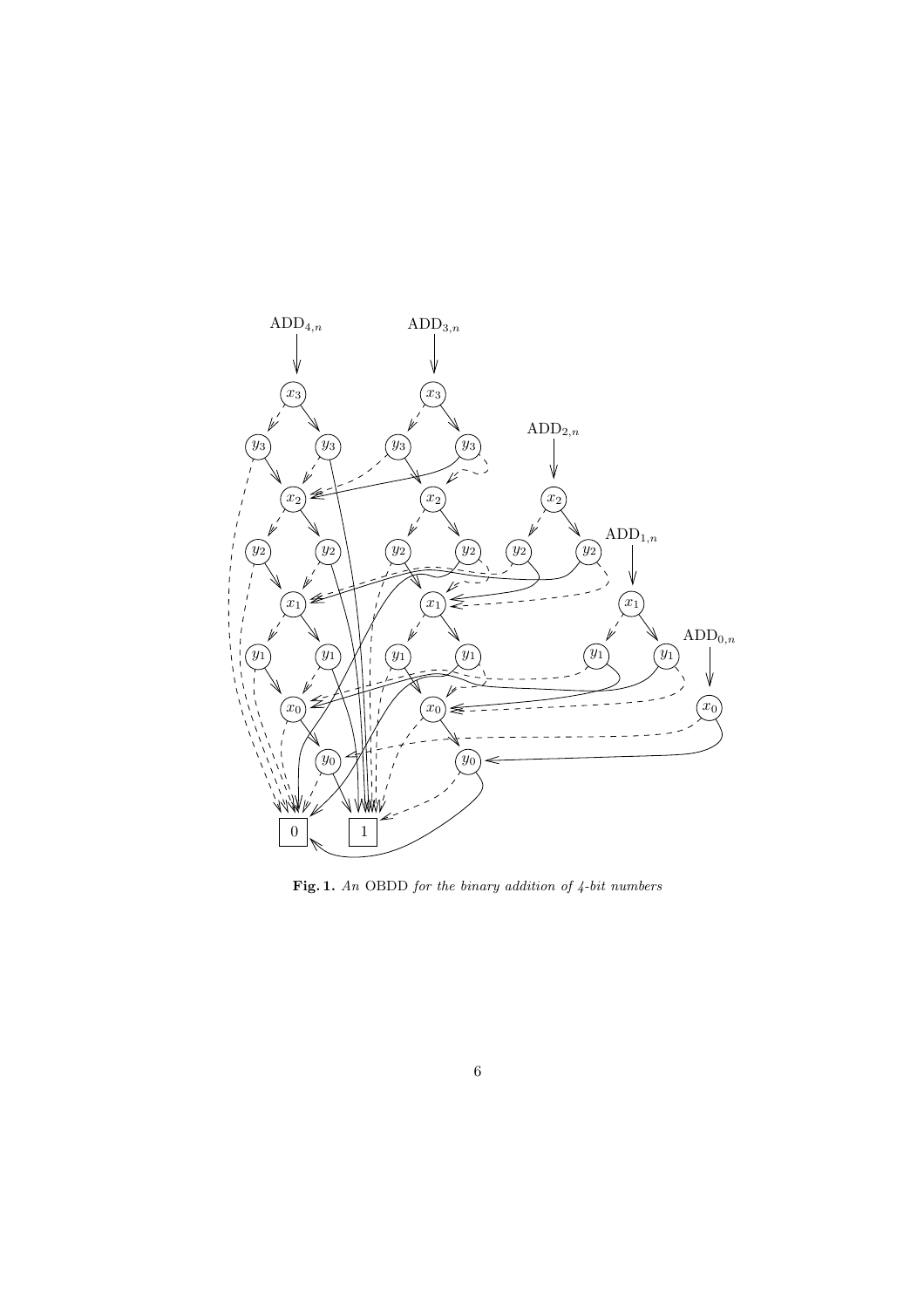**Fig. 1.** *An* OBDD *for the binary addition of 4-bit numbers*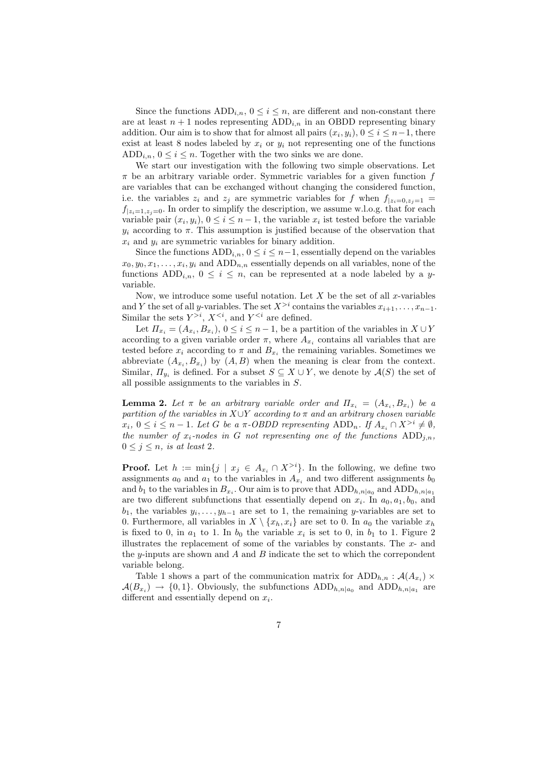Since the functions $\mathrm{ADD}_{i,n}$, $0 \leq i \leq n$, are different and non-constant there are at least $n+1$ nodes representing $\mathrm{ADD}_{i,n}$ in an OBDD representing binary addition. Our aim is to show that for almost all pairs $(x_i, y_i)$, $0 \leq i \leq n-1$, there exist at least 8 nodes labeled by $x_i$ or $y_i$ not representing one of the functions $\mathrm{ADD}_{i,n}$, $0 \leq i \leq n$. Together with the two sinks we are done.

We start our investigation with the following two simple observations. Let $\pi$ be an arbitrary variable order. Symmetric variables for a given function $f$ are variables that can be exchanged without changing the considered function, i.e. the variables $z_i$ and $z_j$ are symmetric variables for $f$ when $f_{|z_i=0,z_j=1} = f_{|z_i=1,z_j=0}$. In order to simplify the description, we assume w.l.o.g. that for each variable pair $(x_i, y_i)$, $0 \leq i \leq n-1$, the variable $x_i$ ist tested before the variable $y_i$ according to $\pi$. This assumption is justified because of the observation that $x_i$ and $y_i$ are symmetric variables for binary addition.

Since the functions $\mathrm{ADD}_{i,n}$, $0 \leq i \leq n-1$, essentially depend on the variables $x_0, y_0, x_1, \ldots, x_i, y_i$ and $\mathrm{ADD}_{n,n}$ essentially depends on all variables, none of the functions $\mathrm{ADD}_{i,n}$, $0 \leq i \leq n$, can be represented at a node labeled by a $y$-variable.

Now, we introduce some useful notation. Let $X$ be the set of all $x$-variables and $Y$ the set of all $y$-variables. The set $X^{>i}$ contains the variables $x_{i+1}, \ldots, x_{n-1}$. Similar the sets $Y^{>i}$, $X^{<i}$, and $Y^{<i}$ are defined.

Let $\Pi_{x_i} = (A_{x_i}, B_{x_i})$, $0 \leq i \leq n-1$, be a partition of the variables in $X \cup Y$ according to a given variable order $\pi$, where $A_{x_i}$ contains all variables that are tested before $x_i$ according to $\pi$ and $B_{x_i}$ the remaining variables. Sometimes we abbreviate $(A_{x_i}, B_{x_i})$ by $(A, B)$ when the meaning is clear from the context. Similar, $\Pi_{y_i}$ is defined. For a subset $S \subseteq X \cup Y$, we denote by $\mathcal{A}(S)$ the set of all possible assignments to the variables in $S$.

**Lemma 2.** *Let $\pi$ be an arbitrary variable order and $\Pi_{x_i} = (A_{x_i}, B_{x_i})$ be a partition of the variables in $X \cup Y$ according to $\pi$ and an arbitrary chosen variable $x_i$, $0 \leq i \leq n-1$. Let $G$ be a $\pi$-OBDD representing $\mathrm{ADD}_n$. If $A_{x_i} \cap X^{>i} \neq \emptyset$, the number of $x_i$-nodes in $G$ not representing one of the functions $\mathrm{ADD}_{j,n}$, $0 \leq j \leq n$, is at least 2.*

**Proof.** Let $h := \min\{j \mid x_j \in A_{x_i} \cap X^{>i}\}$. In the following, we define two assignments $a_0$ and $a_1$ to the variables in $A_{x_i}$ and two different assignments $b_0$ and $b_1$ to the variables in $B_{x_i}$. Our aim is to prove that $\mathrm{ADD}_{h,n|a_0}$ and $\mathrm{ADD}_{h,n|a_1}$ are two different subfunctions that essentially depend on $x_i$. In $a_0, a_1, b_0$, and $b_1$, the variables $y_i, \ldots, y_{h-1}$ are set to 1, the remaining $y$-variables are set to 0. Furthermore, all variables in $X \setminus \{x_h, x_i\}$ are set to 0. In $a_0$ the variable $x_h$ is fixed to 0, in $a_1$ to 1. In $b_0$ the variable $x_i$ is set to 0, in $b_1$ to 1. Figure 2 illustrates the replacement of some of the variables by constants. The $x$- and the $y$-inputs are shown and $A$ and $B$ indicate the set to which the correpondent variable belong.

Table 1 shows a part of the communication matrix for $\mathrm{ADD}_{h,n} : \mathcal{A}(A_{x_i}) \times \mathcal{A}(B_{x_i}) \rightarrow \{0,1\}$. Obviously, the subfunctions $\mathrm{ADD}_{h,n|a_0}$ and $\mathrm{ADD}_{h,n|a_1}$ are different and essentially depend on $x_i$.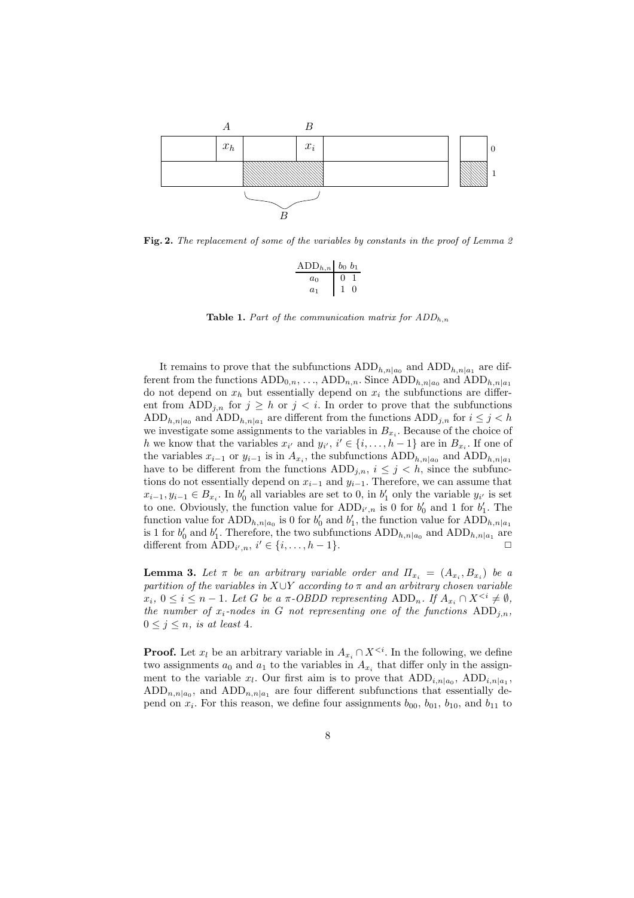**Fig. 2.** *The replacement of some of the variables by constants in the proof of Lemma 2*

| $\mathrm{ADD}_{h,n}$ | $b_0$ | $b_1$ |
|---|---|---|
| $a_0$ | 0 | 1 |
| $a_1$ | 1 | 0 |

**Table 1.** *Part of the communication matrix for $ADD_{h,n}$*

It remains to prove that the subfunctions $\mathrm{ADD}_{h,n|a_0}$ and $\mathrm{ADD}_{h,n|a_1}$ are different from the functions $\mathrm{ADD}_{0,n}, \ldots, \mathrm{ADD}_{n,n}$. Since $\mathrm{ADD}_{h,n|a_0}$ and $\mathrm{ADD}_{h,n|a_1}$ do not depend on $x_h$ but essentially depend on $x_i$ the subfunctions are different from $\mathrm{ADD}_{j,n}$ for $j \geq h$ or $j < i$. In order to prove that the subfunctions $\mathrm{ADD}_{h,n|a_0}$ and $\mathrm{ADD}_{h,n|a_1}$ are different from the functions $\mathrm{ADD}_{j,n}$ for $i \leq j < h$ we investigate some assignments to the variables in $B_{x_i}$. Because of the choice of $h$ we know that the variables $x_{i'}$ and $y_{i'}$, $i' \in \{i, \ldots, h-1\}$ are in $B_{x_i}$. If one of the variables $x_{i-1}$ or $y_{i-1}$ is in $A_{x_i}$, the subfunctions $\mathrm{ADD}_{h,n|a_0}$ and $\mathrm{ADD}_{h,n|a_1}$ have to be different from the functions $\mathrm{ADD}_{j,n}$, $i \leq j < h$, since the subfunctions do not essentially depend on $x_{i-1}$ and $y_{i-1}$. Therefore, we can assume that $x_{i-1}, y_{i-1} \in B_{x_i}$. In $b'_0$ all variables are set to 0, in $b'_1$ only the variable $y_{i'}$ is set to one. Obviously, the function value for $\mathrm{ADD}_{i',n}$ is 0 for $b'_0$ and 1 for $b'_1$. The function value for $\mathrm{ADD}_{h,n|a_0}$ is 0 for $b'_0$ and $b'_1$, the function value for $\mathrm{ADD}_{h,n|a_1}$ is 1 for $b'_0$ and $b'_1$. Therefore, the two subfunctions $\mathrm{ADD}_{h,n|a_0}$ and $\mathrm{ADD}_{h,n|a_1}$ are different from $\mathrm{ADD}_{i',n}$, $i' \in \{i, \ldots, h-1\}$. □

**Lemma 3.** *Let $\pi$ be an arbitrary variable order and $\Pi_{x_i} = (A_{x_i}, B_{x_i})$ be a partition of the variables in $X \cup Y$ according to $\pi$ and an arbitrary chosen variable $x_i$, $0 \leq i \leq n-1$. Let $G$ be a $\pi$-OBDD representing $\mathrm{ADD}_n$. If $A_{x_i} \cap X^{<i} \neq \emptyset$, the number of $x_i$-nodes in $G$ not representing one of the functions $\mathrm{ADD}_{j,n}$, $0 \leq j \leq n$, is at least 4.*

**Proof.** Let $x_l$ be an arbitrary variable in $A_{x_i} \cap X^{<i}$. In the following, we define two assignments $a_0$ and $a_1$ to the variables in $A_{x_i}$ that differ only in the assignment to the variable $x_l$. Our first aim is to prove that $\mathrm{ADD}_{i,n|a_0}$, $\mathrm{ADD}_{i,n|a_1}$, $\mathrm{ADD}_{n,n|a_0}$, and $\mathrm{ADD}_{n,n|a_1}$ are four different subfunctions that essentially depend on $x_i$. For this reason, we define four assignments $b_{00}$, $b_{01}$, $b_{10}$, and $b_{11}$ to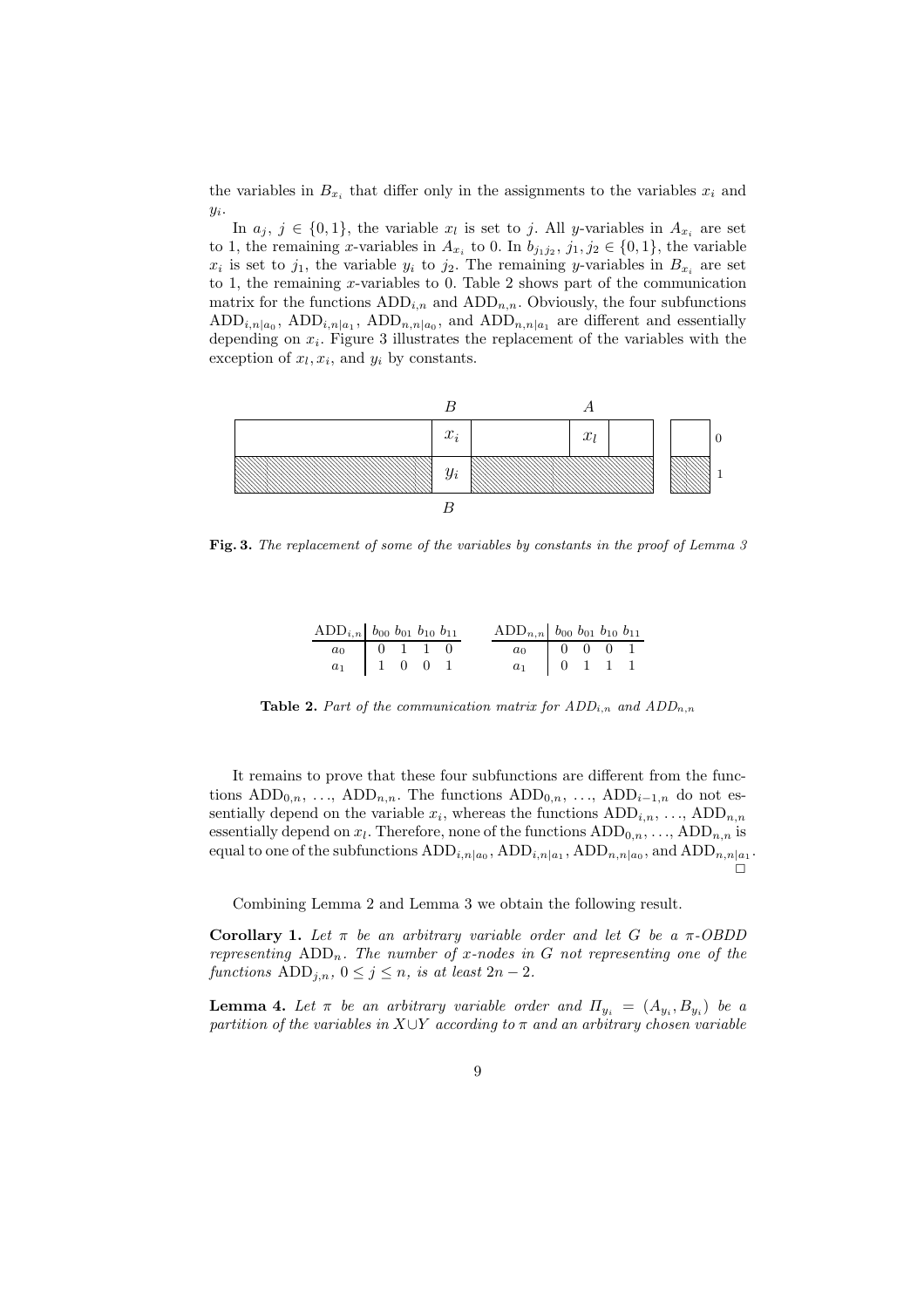the variables in $B_{x_i}$ that differ only in the assignments to the variables $x_i$ and $y_i$.

In $a_j$, $j \in \{0,1\}$, the variable $x_l$ is set to $j$. All $y$-variables in $A_{x_i}$ are set to 1, the remaining $x$-variables in $A_{x_i}$ to 0. In $b_{j_1 j_2}$, $j_1, j_2 \in \{0,1\}$, the variable $x_i$ is set to $j_1$, the variable $y_i$ to $j_2$. The remaining $y$-variables in $B_{x_i}$ are set to 1, the remaining $x$-variables to 0. Table 2 shows part of the communication matrix for the functions $\mathrm{ADD}_{i,n}$ and $\mathrm{ADD}_{n,n}$. Obviously, the four subfunctions $\mathrm{ADD}_{i,n|a_0}$, $\mathrm{ADD}_{i,n|a_1}$, $\mathrm{ADD}_{n,n|a_0}$, and $\mathrm{ADD}_{n,n|a_1}$ are different and essentially depending on $x_i$. Figure 3 illustrates the replacement of the variables with the exception of $x_l, x_i$, and $y_i$ by constants.

**Fig. 3.** *The replacement of some of the variables by constants in the proof of Lemma 3*

| $\mathrm{ADD}_{i,n}$ | $b_{00}$ | $b_{01}$ | $b_{10}$ | $b_{11}$ |
|---|---|---|---|---|
| $a_0$ | 0 | 1 | 1 | 0 |
| $a_1$ | 1 | 0 | 0 | 1 |

| $\mathrm{ADD}_{n,n}$ | $b_{00}$ | $b_{01}$ | $b_{10}$ | $b_{11}$ |
|---|---|---|---|---|
| $a_0$ | 0 | 0 | 0 | 1 |
| $a_1$ | 0 | 1 | 1 | 1 |

**Table 2.** *Part of the communication matrix for $ADD_{i,n}$ and $ADD_{n,n}$*

It remains to prove that these four subfunctions are different from the functions $\mathrm{ADD}_{0,n}$, ..., $\mathrm{ADD}_{n,n}$. The functions $\mathrm{ADD}_{0,n}$, ..., $\mathrm{ADD}_{i-1,n}$ do not essentially depend on the variable $x_i$, whereas the functions $\mathrm{ADD}_{i,n}$, ..., $\mathrm{ADD}_{n,n}$ essentially depend on $x_l$. Therefore, none of the functions $\mathrm{ADD}_{0,n}, \ldots, \mathrm{ADD}_{n,n}$ is equal to one of the subfunctions $\mathrm{ADD}_{i,n|a_0}$, $\mathrm{ADD}_{i,n|a_1}$, $\mathrm{ADD}_{n,n|a_0}$, and $\mathrm{ADD}_{n,n|a_1}$. □

Combining Lemma 2 and Lemma 3 we obtain the following result.

**Corollary 1.** *Let $\pi$ be an arbitrary variable order and let $G$ be a $\pi$-OBDD representing $\mathrm{ADD}_n$. The number of $x$-nodes in $G$ not representing one of the functions $\mathrm{ADD}_{j,n}$, $0 \le j \le n$, is at least $2n-2$.*

**Lemma 4.** *Let $\pi$ be an arbitrary variable order and $\Pi_{y_i} = (A_{y_i}, B_{y_i})$ be a partition of the variables in $X \cup Y$ according to $\pi$ and an arbitrary chosen variable*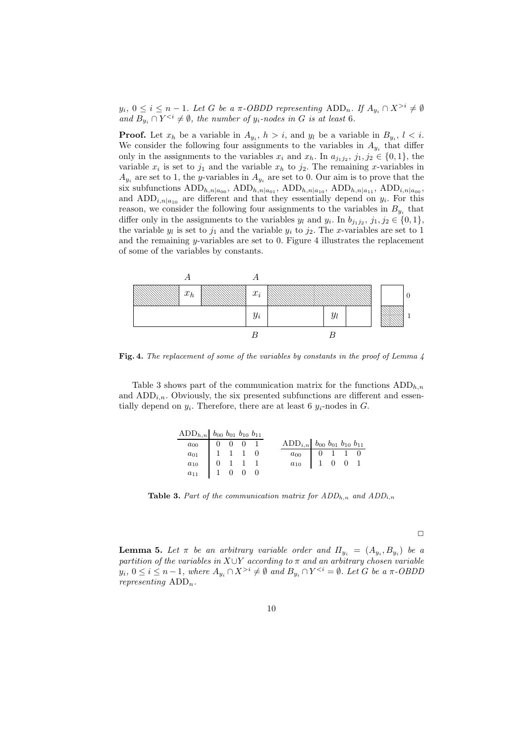$y_i$, $0 \leq i \leq n-1$. *Let $G$ be a $\pi$-OBDD representing* $\mathrm{ADD}_n$. *If $A_{y_i} \cap X^{>i} \neq \emptyset$ and $B_{y_i} \cap Y^{<i} \neq \emptyset$, the number of $y_i$-nodes in $G$ is at least 6.*

**Proof.** Let $x_h$ be a variable in $A_{y_i}$, $h > i$, and $y_l$ be a variable in $B_{y_i}$, $l < i$. We consider the following four assignments to the variables in $A_{y_i}$ that differ only in the assignments to the variables $x_i$ and $x_h$. In $a_{j_1 j_2}$, $j_1, j_2 \in \{0,1\}$, the variable $x_i$ is set to $j_1$ and the variable $x_h$ to $j_2$. The remaining $x$-variables in $A_{y_i}$ are set to 1, the $y$-variables in $A_{y_i}$ are set to 0. Our aim is to prove that the six subfunctions $\mathrm{ADD}_{h,n|a_{00}}$, $\mathrm{ADD}_{h,n|a_{01}}$, $\mathrm{ADD}_{h,n|a_{10}}$, $\mathrm{ADD}_{h,n|a_{11}}$, $\mathrm{ADD}_{i,n|a_{00}}$, and $\mathrm{ADD}_{i,n|a_{10}}$ are different and that they essentially depend on $y_i$. For this reason, we consider the following four assignments to the variables in $B_{y_i}$ that differ only in the assignments to the variables $y_l$ and $y_i$. In $b_{j_1 j_2}$, $j_1, j_2 \in \{0,1\}$, the variable $y_l$ is set to $j_1$ and the variable $y_i$ to $j_2$. The $x$-variables are set to 1 and the remaining $y$-variables are set to 0. Figure 4 illustrates the replacement of some of the variables by constants.

**Fig. 4.** *The replacement of some of the variables by constants in the proof of Lemma 4*

Table 3 shows part of the communication matrix for the functions $\mathrm{ADD}_{h,n}$ and $\mathrm{ADD}_{i,n}$. Obviously, the six presented subfunctions are different and essentially depend on $y_i$. Therefore, there are at least 6 $y_i$-nodes in $G$.

| $\mathrm{ADD}_{h,n}$ | $b_{00}$ | $b_{01}$ | $b_{10}$ | $b_{11}$ |
|---|---|---|---|---|
| $a_{00}$ | 0 | 0 | 0 | 1 |
| $a_{01}$ | 1 | 1 | 1 | 0 |
| $a_{10}$ | 0 | 1 | 1 | 1 |
| $a_{11}$ | 1 | 0 | 0 | 0 |

| $\mathrm{ADD}_{i,n}$ | $b_{00}$ | $b_{01}$ | $b_{10}$ | $b_{11}$ |
|---|---|---|---|---|
| $a_{00}$ | 0 | 1 | 1 | 0 |
| $a_{10}$ | 1 | 0 | 0 | 1 |

**Table 3.** *Part of the communication matrix for $ADD_{h,n}$ and $ADD_{i,n}$*

□

**Lemma 5.** *Let $\pi$ be an arbitrary variable order and $\Pi_{y_i} = (A_{y_i}, B_{y_i})$ be a partition of the variables in $X \cup Y$ according to $\pi$ and an arbitrary chosen variable $y_i$, $0 \leq i \leq n-1$, where $A_{y_i} \cap X^{>i} \neq \emptyset$ and $B_{y_i} \cap Y^{<i} = \emptyset$. Let $G$ be a $\pi$-OBDD representing* $\mathrm{ADD}_n$.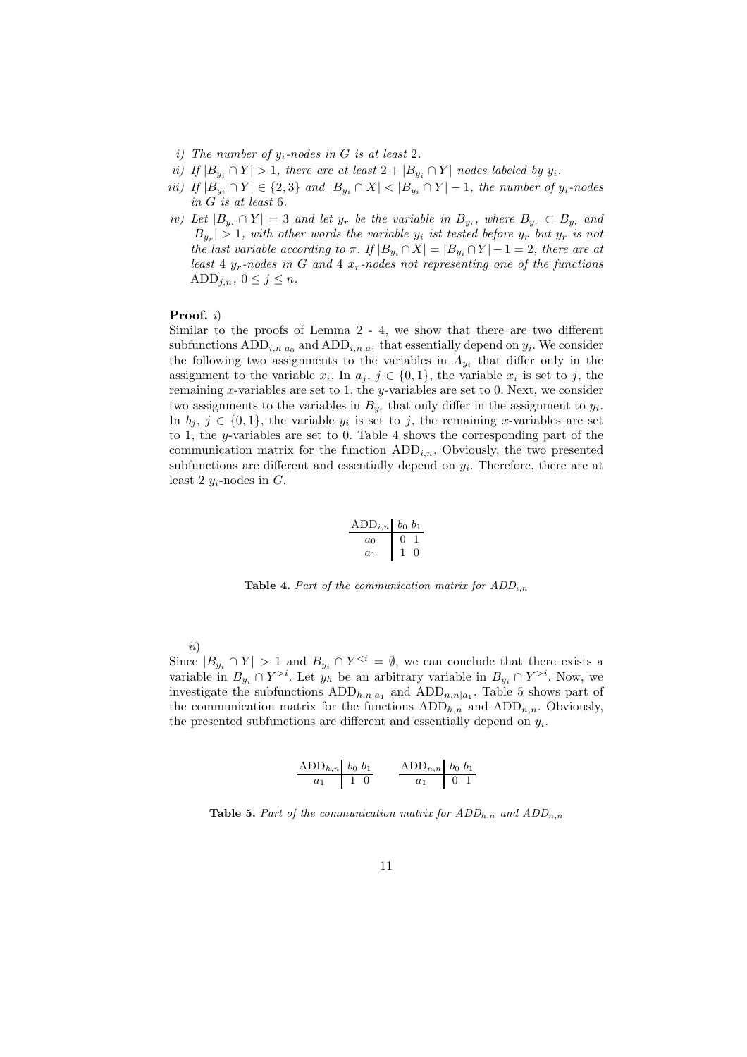*i) The number of $y_i$-nodes in $G$ is at least 2.*

*ii) If $|B_{y_i} \cap Y| > 1$, there are at least $2 + |B_{y_i} \cap Y|$ nodes labeled by $y_i$.*

*iii) If $|B_{y_i} \cap Y| \in \{2, 3\}$ and $|B_{y_i} \cap X| < |B_{y_i} \cap Y| - 1$, the number of $y_i$-nodes in $G$ is at least 6.*

*iv) Let $|B_{y_i} \cap Y| = 3$ and let $y_r$ be the variable in $B_{y_i}$, where $B_{y_r} \subset B_{y_i}$ and $|B_{y_r}| > 1$, with other words the variable $y_i$ ist tested before $y_r$ but $y_r$ is not the last variable according to $\pi$. If $|B_{y_i} \cap X| = |B_{y_i} \cap Y| - 1 = 2$, there are at least 4 $y_r$-nodes in $G$ and 4 $x_r$-nodes not representing one of the functions $\mathrm{ADD}_{j,n}$, $0 \le j \le n$.*

**Proof.** *i)*
Similar to the proofs of Lemma 2 - 4, we show that there are two different subfunctions $\mathrm{ADD}_{i,n|a_0}$ and $\mathrm{ADD}_{i,n|a_1}$ that essentially depend on $y_i$. We consider the following two assignments to the variables in $A_{y_i}$ that differ only in the assignment to the variable $x_i$. In $a_j$, $j \in \{0,1\}$, the variable $x_i$ is set to $j$, the remaining $x$-variables are set to 1, the $y$-variables are set to 0. Next, we consider two assignments to the variables in $B_{y_i}$ that only differ in the assignment to $y_i$. In $b_j$, $j \in \{0,1\}$, the variable $y_i$ is set to $j$, the remaining $x$-variables are set to 1, the $y$-variables are set to 0. Table 4 shows the corresponding part of the communication matrix for the function $\mathrm{ADD}_{i,n}$. Obviously, the two presented subfunctions are different and essentially depend on $y_i$. Therefore, there are at least 2 $y_i$-nodes in $G$.

| $\mathrm{ADD}_{i,n}$ | $b_0$ | $b_1$ |
|---|---|---|
| $a_0$ | 0 | 1 |
| $a_1$ | 1 | 0 |

**Table 4.** *Part of the communication matrix for $ADD_{i,n}$*

*ii)*
Since $|B_{y_i} \cap Y| > 1$ and $B_{y_i} \cap Y^{<i} = \emptyset$, we can conclude that there exists a variable in $B_{y_i} \cap Y^{>i}$. Let $y_h$ be an arbitrary variable in $B_{y_i} \cap Y^{>i}$. Now, we investigate the subfunctions $\mathrm{ADD}_{h,n|a_1}$ and $\mathrm{ADD}_{n,n|a_1}$. Table 5 shows part of the communication matrix for the functions $\mathrm{ADD}_{h,n}$ and $\mathrm{ADD}_{n,n}$. Obviously, the presented subfunctions are different and essentially depend on $y_i$.

| $\mathrm{ADD}_{h,n}$ | $b_0$ | $b_1$ |
|---|---|---|
| $a_1$ | 1 | 0 |

| $\mathrm{ADD}_{n,n}$ | $b_0$ | $b_1$ |
|---|---|---|
| $a_1$ | 0 | 1 |

**Table 5.** *Part of the communication matrix for $ADD_{h,n}$ and $ADD_{n,n}$*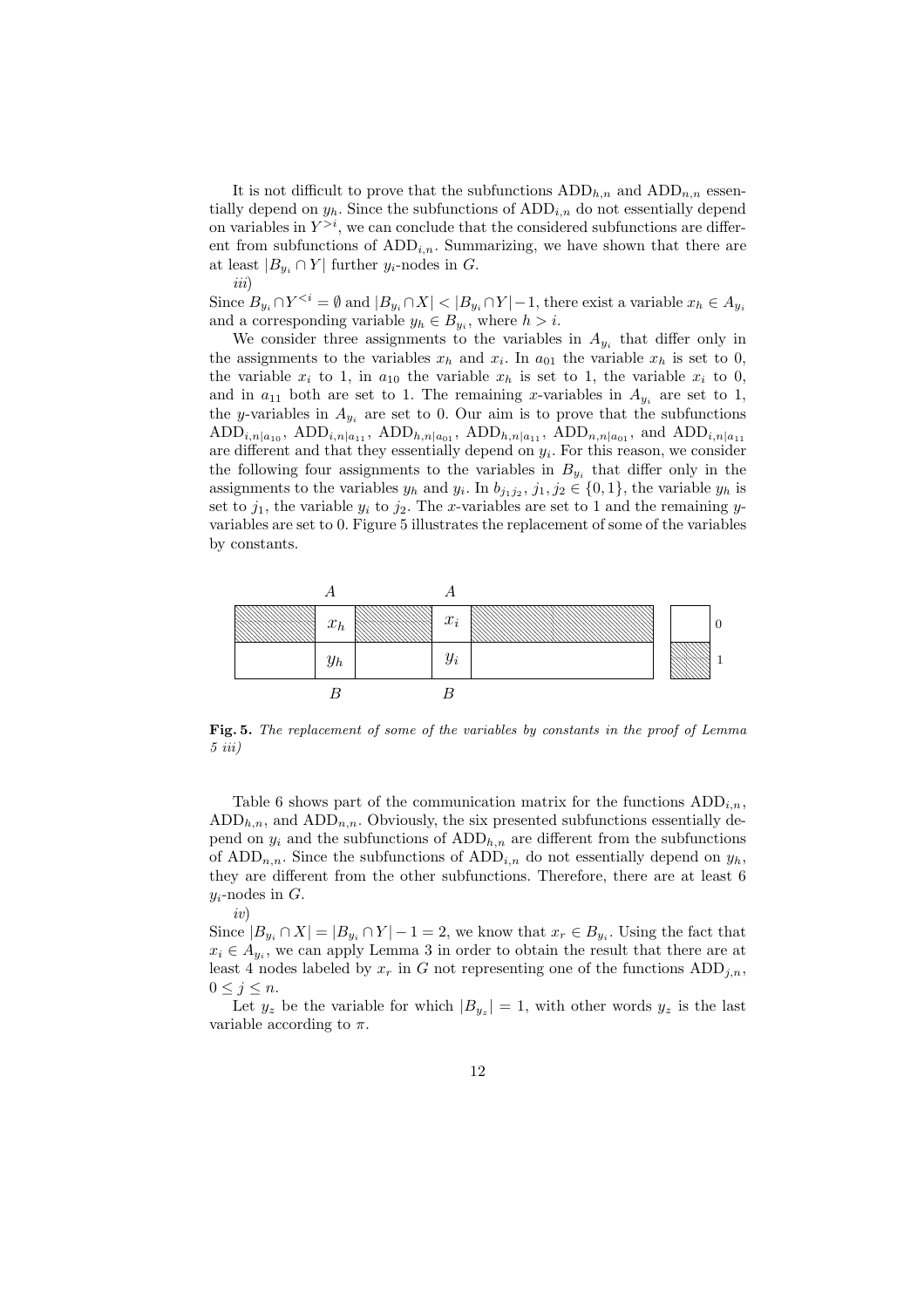It is not difficult to prove that the subfunctions $\mathrm{ADD}_{h,n}$ and $\mathrm{ADD}_{n,n}$ essentially depend on $y_h$. Since the subfunctions of $\mathrm{ADD}_{i,n}$ do not essentially depend on variables in $Y^{>i}$, we can conclude that the considered subfunctions are different from subfunctions of $\mathrm{ADD}_{i,n}$. Summarizing, we have shown that there are at least $|B_{y_i} \cap Y|$ further $y_i$-nodes in $G$.

*iii)*

Since $B_{y_i} \cap Y^{<i} = \emptyset$ and $|B_{y_i} \cap X| < |B_{y_i} \cap Y| - 1$, there exist a variable $x_h \in A_{y_i}$ and a corresponding variable $y_h \in B_{y_i}$, where $h > i$.

We consider three assignments to the variables in $A_{y_i}$ that differ only in the assignments to the variables $x_h$ and $x_i$. In $a_{01}$ the variable $x_h$ is set to 0, the variable $x_i$ to 1, in $a_{10}$ the variable $x_h$ is set to 1, the variable $x_i$ to 0, and in $a_{11}$ both are set to 1. The remaining $x$-variables in $A_{y_i}$ are set to 1, the $y$-variables in $A_{y_i}$ are set to 0. Our aim is to prove that the subfunctions $\mathrm{ADD}_{i,n|a_{10}}$, $\mathrm{ADD}_{i,n|a_{11}}$, $\mathrm{ADD}_{h,n|a_{01}}$, $\mathrm{ADD}_{h,n|a_{11}}$, $\mathrm{ADD}_{n,n|a_{01}}$, and $\mathrm{ADD}_{i,n|a_{11}}$ are different and that they essentially depend on $y_i$. For this reason, we consider the following four assignments to the variables in $B_{y_i}$ that differ only in the assignments to the variables $y_h$ and $y_i$. In $b_{j_1 j_2}$, $j_1, j_2 \in \{0,1\}$, the variable $y_h$ is set to $j_1$, the variable $y_i$ to $j_2$. The $x$-variables are set to 1 and the remaining $y$-variables are set to 0. Figure 5 illustrates the replacement of some of the variables by constants.

**Fig. 5.** *The replacement of some of the variables by constants in the proof of Lemma 5 iii)*

Table 6 shows part of the communication matrix for the functions $\mathrm{ADD}_{i,n}$, $\mathrm{ADD}_{h,n}$, and $\mathrm{ADD}_{n,n}$. Obviously, the six presented subfunctions essentially depend on $y_i$ and the subfunctions of $\mathrm{ADD}_{h,n}$ are different from the subfunctions of $\mathrm{ADD}_{n,n}$. Since the subfunctions of $\mathrm{ADD}_{i,n}$ do not essentially depend on $y_h$, they are different from the other subfunctions. Therefore, there are at least 6 $y_i$-nodes in $G$.

*iv)*

Since $|B_{y_i} \cap X| = |B_{y_i} \cap Y| - 1 = 2$, we know that $x_r \in B_{y_i}$. Using the fact that $x_i \in A_{y_i}$, we can apply Lemma 3 in order to obtain the result that there are at least 4 nodes labeled by $x_r$ in $G$ not representing one of the functions $\mathrm{ADD}_{j,n}$, $0 \le j \le n$.

Let $y_z$ be the variable for which $|B_{y_z}| = 1$, with other words $y_z$ is the last variable according to $\pi$.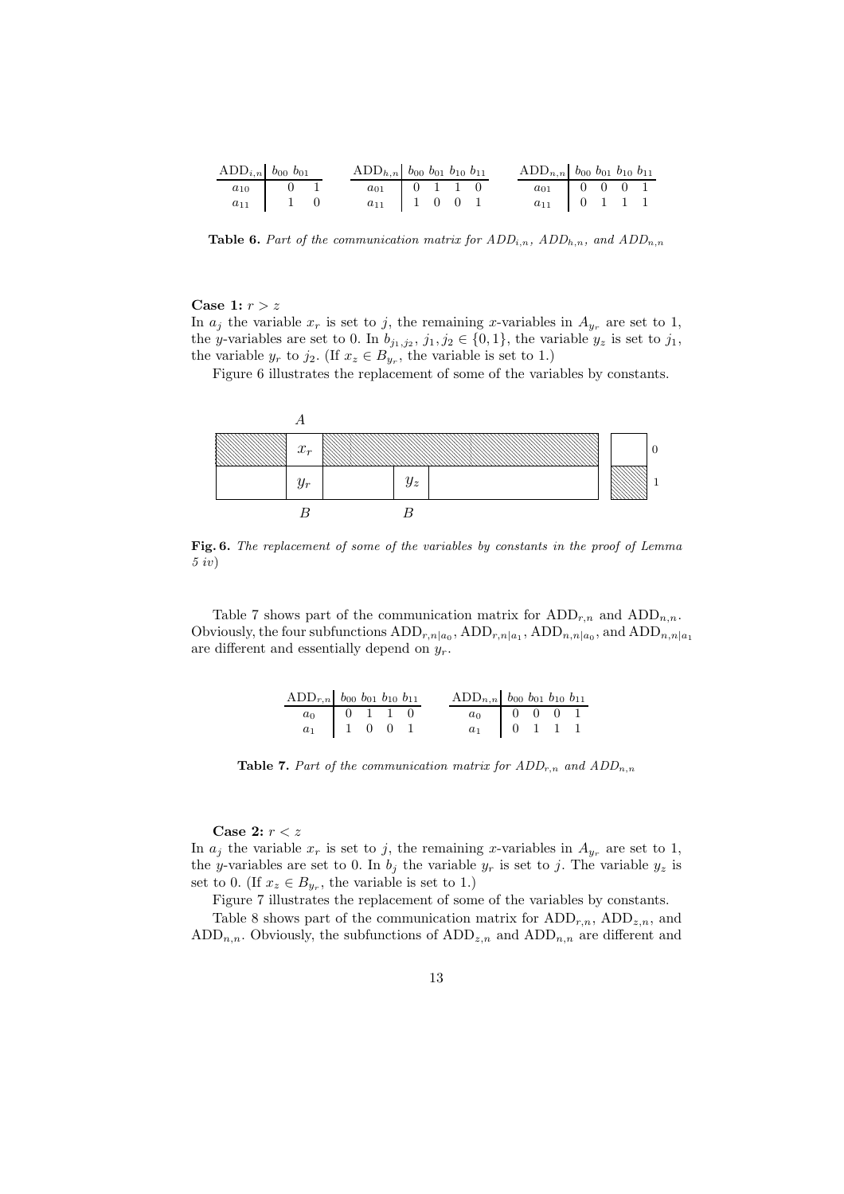| $\mathrm{ADD}_{i,n}$ | $b_{00}$ | $b_{01}$ |
|---|---|---|
| $a_{10}$ | 0 | 1 |
| $a_{11}$ | 1 | 0 |

| $\mathrm{ADD}_{h,n}$ | $b_{00}$ | $b_{01}$ | $b_{10}$ | $b_{11}$ |
|---|---|---|---|---|
| $a_{01}$ | 0 | 1 | 1 | 0 |
| $a_{11}$ | 1 | 0 | 0 | 1 |

| $\mathrm{ADD}_{n,n}$ | $b_{00}$ | $b_{01}$ | $b_{10}$ | $b_{11}$ |
|---|---|---|---|---|
| $a_{01}$ | 0 | 0 | 0 | 1 |
| $a_{11}$ | 0 | 1 | 1 | 1 |

**Table 6.** *Part of the communication matrix for $ADD_{i,n}$, $ADD_{h,n}$, and $ADD_{n,n}$*

**Case 1:** $r > z$

In $a_j$ the variable $x_r$ is set to $j$, the remaining $x$-variables in $A_{y_r}$ are set to 1, the $y$-variables are set to 0. In $b_{j_1,j_2}$, $j_1, j_2 \in \{0,1\}$, the variable $y_z$ is set to $j_1$, the variable $y_r$ to $j_2$. (If $x_z \in B_{y_r}$, the variable is set to 1.)

Figure 6 illustrates the replacement of some of the variables by constants.

**Fig. 6.** *The replacement of some of the variables by constants in the proof of Lemma 5 iv)*

Table 7 shows part of the communication matrix for $\mathrm{ADD}_{r,n}$ and $\mathrm{ADD}_{n,n}$. Obviously, the four subfunctions $\mathrm{ADD}_{r,n|a_0}$, $\mathrm{ADD}_{r,n|a_1}$, $\mathrm{ADD}_{n,n|a_0}$, and $\mathrm{ADD}_{n,n|a_1}$ are different and essentially depend on $y_r$.

| $\mathrm{ADD}_{r,n}$ | $b_{00}$ | $b_{01}$ | $b_{10}$ | $b_{11}$ |
|---|---|---|---|---|
| $a_0$ | 0 | 1 | 1 | 0 |
| $a_1$ | 1 | 0 | 0 | 1 |

| $\mathrm{ADD}_{n,n}$ | $b_{00}$ | $b_{01}$ | $b_{10}$ | $b_{11}$ |
|---|---|---|---|---|
| $a_0$ | 0 | 0 | 0 | 1 |
| $a_1$ | 0 | 1 | 1 | 1 |

**Table 7.** *Part of the communication matrix for $ADD_{r,n}$ and $ADD_{n,n}$*

**Case 2:** $r < z$

In $a_j$ the variable $x_r$ is set to $j$, the remaining $x$-variables in $A_{y_r}$ are set to 1, the $y$-variables are set to 0. In $b_j$ the variable $y_r$ is set to $j$. The variable $y_z$ is set to 0. (If $x_z \in B_{y_r}$, the variable is set to 1.)

Figure 7 illustrates the replacement of some of the variables by constants.

Table 8 shows part of the communication matrix for $\mathrm{ADD}_{r,n}$, $\mathrm{ADD}_{z,n}$, and $\mathrm{ADD}_{n,n}$. Obviously, the subfunctions of $\mathrm{ADD}_{z,n}$ and $\mathrm{ADD}_{n,n}$ are different and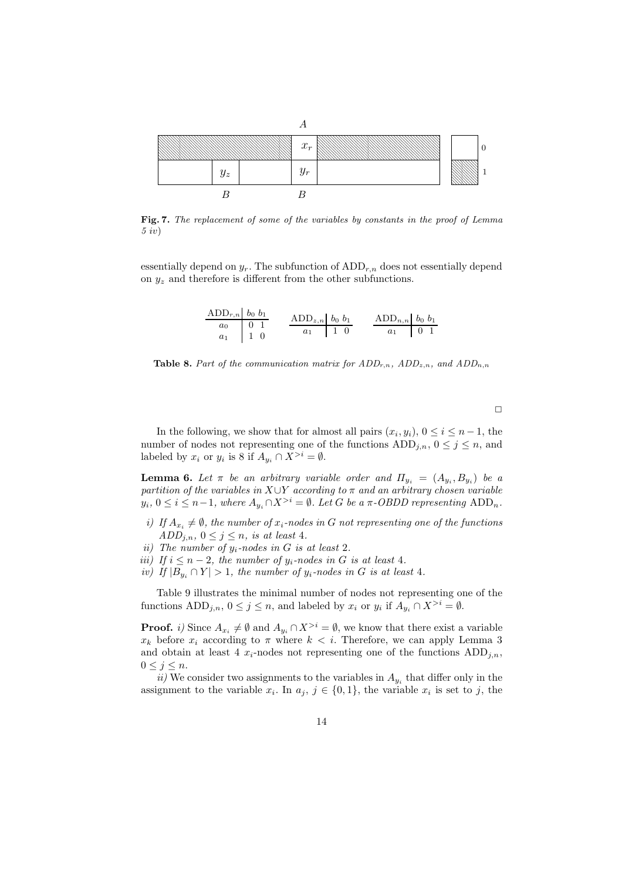**Fig. 7.** *The replacement of some of the variables by constants in the proof of Lemma 5 iv)*

essentially depend on $y_r$. The subfunction of $\text{ADD}_{r,n}$ does not essentially depend on $y_z$ and therefore is different from the other subfunctions.

| $\text{ADD}_{r,n}$ | $b_0$ | $b_1$ |
|---|---|---|
| $a_0$ | 0 | 1 |
| $a_1$ | 1 | 0 |

| $\text{ADD}_{z,n}$ | $b_0$ | $b_1$ |
|---|---|---|
| $a_1$ | 1 | 0 |

| $\text{ADD}_{n,n}$ | $b_0$ | $b_1$ |
|---|---|---|
| $a_1$ | 0 | 1 |

**Table 8.** *Part of the communication matrix for $ADD_{r,n}$, $ADD_{z,n}$, and $ADD_{n,n}$*

□

In the following, we show that for almost all pairs $(x_i, y_i)$, $0 \leq i \leq n-1$, the number of nodes not representing one of the functions $\text{ADD}_{j,n}$, $0 \leq j \leq n$, and labeled by $x_i$ or $y_i$ is 8 if $A_{y_i} \cap X^{>i} = \emptyset$.

**Lemma 6.** *Let $\pi$ be an arbitrary variable order and $\Pi_{y_i} = (A_{y_i}, B_{y_i})$ be a partition of the variables in $X \cup Y$ according to $\pi$ and an arbitrary chosen variable $y_i$, $0 \leq i \leq n-1$, where $A_{y_i} \cap X^{>i} = \emptyset$. Let $G$ be a $\pi$-OBDD representing $\text{ADD}_n$.*

*i) If $A_{x_i} \neq \emptyset$, the number of $x_i$-nodes in $G$ not representing one of the functions $ADD_{j,n}$, $0 \leq j \leq n$, is at least 4.*
*ii) The number of $y_i$-nodes in $G$ is at least 2.*
*iii) If $i \leq n-2$, the number of $y_i$-nodes in $G$ is at least 4.*
*iv) If $|B_{y_i} \cap Y| > 1$, the number of $y_i$-nodes in $G$ is at least 4.*

Table 9 illustrates the minimal number of nodes not representing one of the functions $\text{ADD}_{j,n}$, $0 \leq j \leq n$, and labeled by $x_i$ or $y_i$ if $A_{y_i} \cap X^{>i} = \emptyset$.

**Proof.** *i)* Since $A_{x_i} \neq \emptyset$ and $A_{y_i} \cap X^{>i} = \emptyset$, we know that there exist a variable $x_k$ before $x_i$ according to $\pi$ where $k < i$. Therefore, we can apply Lemma 3 and obtain at least 4 $x_i$-nodes not representing one of the functions $\text{ADD}_{j,n}$, $0 \leq j \leq n$.

*ii)* We consider two assignments to the variables in $A_{y_i}$ that differ only in the assignment to the variable $x_i$. In $a_j$, $j \in \{0, 1\}$, the variable $x_i$ is set to $j$, the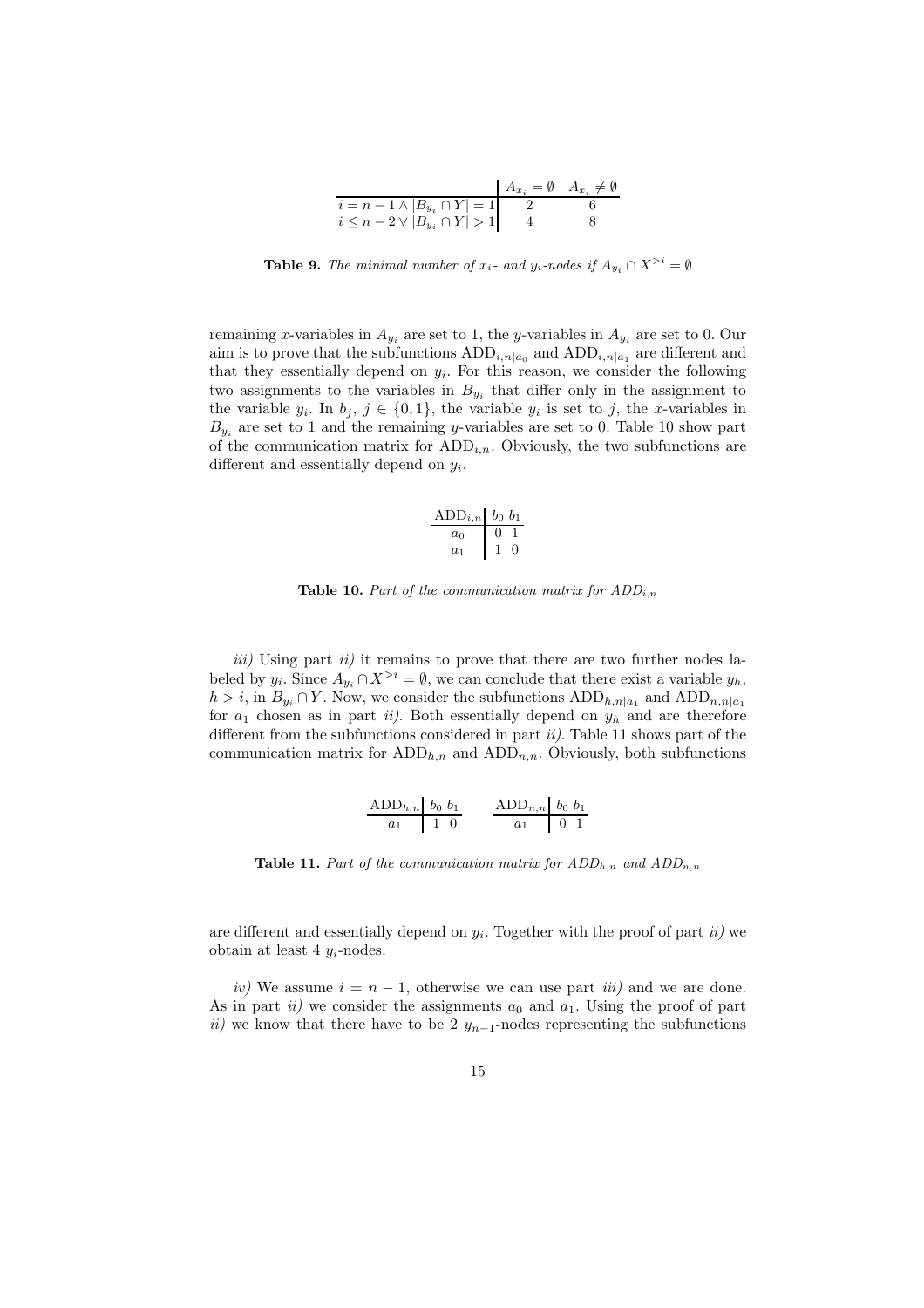|  | $A_{x_i} = \emptyset$ | $A_{x_i} \neq \emptyset$ |
|---|---|---|
| $i = n-1 \wedge \|B_{y_i} \cap Y\| = 1$ | 2 | 6 |
| $i \leq n-2 \vee \|B_{y_i} \cap Y\| > 1$ | 4 | 8 |

**Table 9.** *The minimal number of $x_i$- and $y_i$-nodes if $A_{y_i} \cap X^{>i} = \emptyset$*

remaining $x$-variables in $A_{y_i}$ are set to 1, the $y$-variables in $A_{y_i}$ are set to 0. Our aim is to prove that the subfunctions $\text{ADD}_{i,n|a_0}$ and $\text{ADD}_{i,n|a_1}$ are different and that they essentially depend on $y_i$. For this reason, we consider the following two assignments to the variables in $B_{y_i}$ that differ only in the assignment to the variable $y_i$. In $b_j$, $j \in \{0,1\}$, the variable $y_i$ is set to $j$, the $x$-variables in $B_{y_i}$ are set to 1 and the remaining $y$-variables are set to 0. Table 10 show part of the communication matrix for $\text{ADD}_{i,n}$. Obviously, the two subfunctions are different and essentially depend on $y_i$.

| $\text{ADD}_{i,n}$ | $b_0$ | $b_1$ |
|---|---|---|
| $a_0$ | 0 | 1 |
| $a_1$ | 1 | 0 |

**Table 10.** *Part of the communication matrix for $ADD_{i,n}$*

*iii)* Using part *ii)* it remains to prove that there are two further nodes labeled by $y_i$. Since $A_{y_i} \cap X^{>i} = \emptyset$, we can conclude that there exist a variable $y_h$, $h > i$, in $B_{y_i} \cap Y$. Now, we consider the subfunctions $\text{ADD}_{h,n|a_1}$ and $\text{ADD}_{n,n|a_1}$ for $a_1$ chosen as in part *ii)*. Both essentially depend on $y_h$ and are therefore different from the subfunctions considered in part *ii)*. Table 11 shows part of the communication matrix for $\text{ADD}_{h,n}$ and $\text{ADD}_{n,n}$. Obviously, both subfunctions

| $\text{ADD}_{h,n}$ | $b_0$ | $b_1$ |
|---|---|---|
| $a_1$ | 1 | 0 |

| $\text{ADD}_{n,n}$ | $b_0$ | $b_1$ |
|---|---|---|
| $a_1$ | 0 | 1 |

**Table 11.** *Part of the communication matrix for $ADD_{h,n}$ and $ADD_{n,n}$*

are different and essentially depend on $y_i$. Together with the proof of part *ii)* we obtain at least 4 $y_i$-nodes.

*iv)* We assume $i = n-1$, otherwise we can use part *iii)* and we are done. As in part *ii)* we consider the assignments $a_0$ and $a_1$. Using the proof of part *ii)* we know that there have to be 2 $y_{n-1}$-nodes representing the subfunctions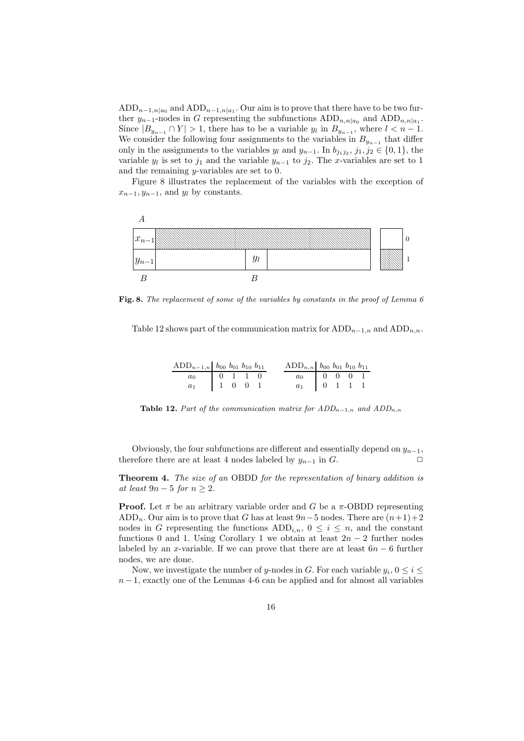$\text{ADD}_{n-1,n|a_0}$ and $\text{ADD}_{n-1,n|a_1}$. Our aim is to prove that there have to be two further $y_{n-1}$-nodes in $G$ representing the subfunctions $\text{ADD}_{n,n|a_0}$ and $\text{ADD}_{n,n|a_1}$. Since $|B_{y_{n-1}} \cap Y| > 1$, there has to be a variable $y_l$ in $B_{y_{n-1}}$, where $l < n-1$. We consider the following four assignments to the variables in $B_{y_{n-1}}$ that differ only in the assignments to the variables $y_l$ and $y_{n-1}$. In $b_{j_1 j_2}$, $j_1, j_2 \in \{0,1\}$, the variable $y_l$ is set to $j_1$ and the variable $y_{n-1}$ to $j_2$. The $x$-variables are set to 1 and the remaining $y$-variables are set to 0.

Figure 8 illustrates the replacement of the variables with the exception of $x_{n-1}, y_{n-1}$, and $y_l$ by constants.

**Fig. 8.** *The replacement of some of the variables by constants in the proof of Lemma 6*

Table 12 shows part of the communication matrix for $\text{ADD}_{n-1,n}$ and $\text{ADD}_{n,n}$.

| $\text{ADD}_{n-1,n}$ | $b_{00}$ | $b_{01}$ | $b_{10}$ | $b_{11}$ |
|---|---|---|---|---|
| $a_0$ | 0 | 1 | 1 | 0 |
| $a_1$ | 1 | 0 | 0 | 1 |

| $\text{ADD}_{n,n}$ | $b_{00}$ | $b_{01}$ | $b_{10}$ | $b_{11}$ |
|---|---|---|---|---|
| $a_0$ | 0 | 0 | 0 | 1 |
| $a_1$ | 0 | 1 | 1 | 1 |

**Table 12.** *Part of the communication matrix for $ADD_{n-1,n}$ and $ADD_{n,n}$*

Obviously, the four subfunctions are different and essentially depend on $y_{n-1}$, therefore there are at least 4 nodes labeled by $y_{n-1}$ in $G$. □

**Theorem 4.** *The size of an* OBDD *for the representation of binary addition is at least $9n-5$ for $n \geq 2$.*

**Proof.** Let $\pi$ be an arbitrary variable order and $G$ be a $\pi$-OBDD representing $\text{ADD}_n$. Our aim is to prove that $G$ has at least $9n-5$ nodes. There are $(n+1)+2$ nodes in $G$ representing the functions $\text{ADD}_{i,n}$, $0 \leq i \leq n$, and the constant functions 0 and 1. Using Corollary 1 we obtain at least $2n-2$ further nodes labeled by an $x$-variable. If we can prove that there are at least $6n-6$ further nodes, we are done.

Now, we investigate the number of $y$-nodes in $G$. For each variable $y_i$, $0 \leq i \leq n-1$, exactly one of the Lemmas 4-6 can be applied and for almost all variables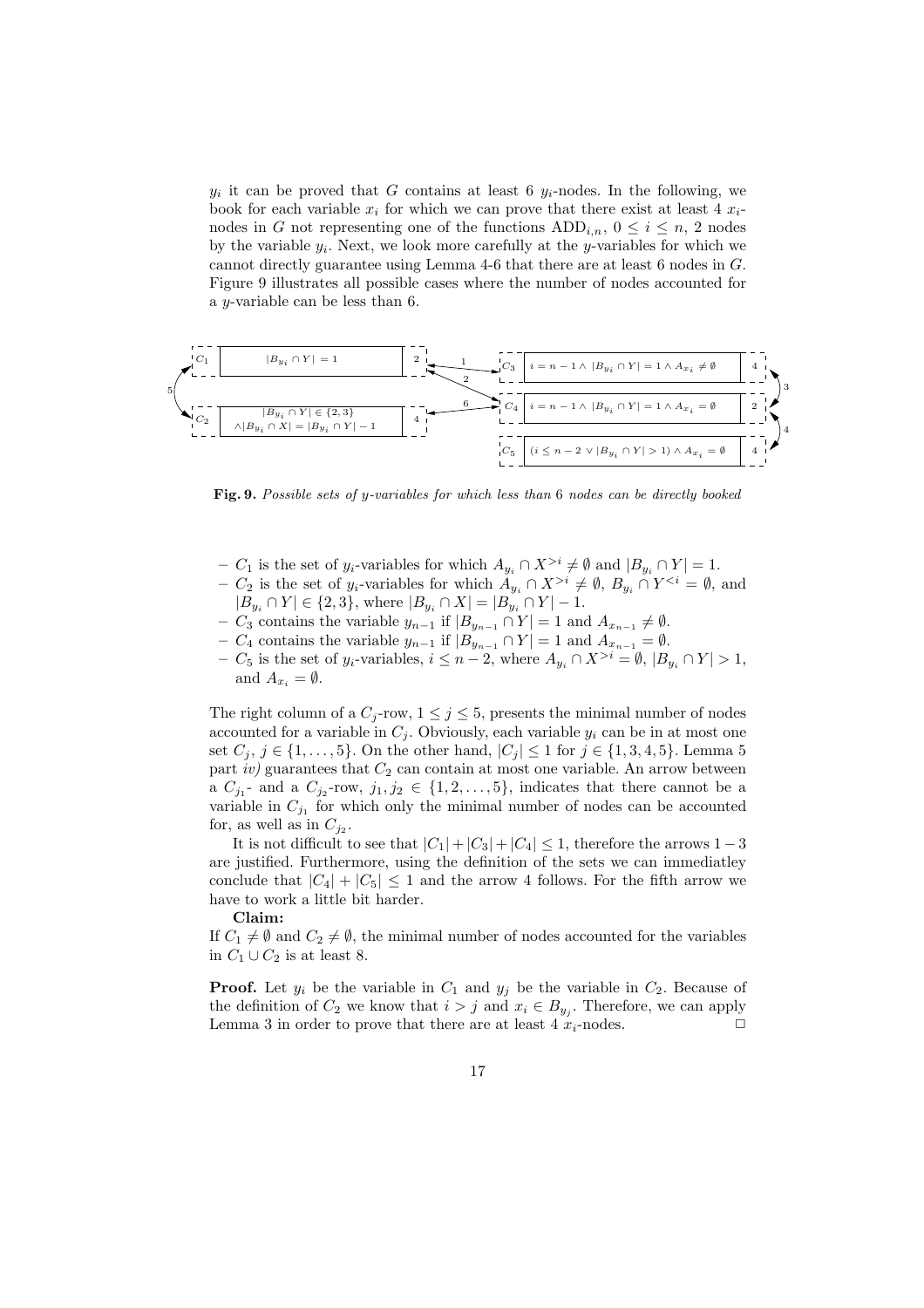$y_i$ it can be proved that $G$ contains at least 6 $y_i$-nodes. In the following, we book for each variable $x_i$ for which we can prove that there exist at least 4 $x_i$-nodes in $G$ not representing one of the functions $\mathrm{ADD}_{i,n}$, $0 \leq i \leq n$, 2 nodes by the variable $y_i$. Next, we look more carefully at the $y$-variables for which we cannot directly guarantee using Lemma 4-6 that there are at least 6 nodes in $G$. Figure 9 illustrates all possible cases where the number of nodes accounted for a $y$-variable can be less than 6.

| Set | Condition | Min. nodes |
| --- | --- | --- |
| $C_1$ | $\lvert B_{y_i} \cap Y \rvert = 1$ | 2 |
| $C_2$ | $\lvert B_{y_i} \cap Y \rvert \in \{2,3\} \wedge \lvert B_{y_i} \cap X \rvert = \lvert B_{y_i} \cap Y \rvert - 1$ | 4 |
| $C_3$ | $i = n-1 \wedge \lvert B_{y_i} \cap Y \rvert = 1 \wedge A_{x_i} \neq \emptyset$ | 4 |
| $C_4$ | $i = n-1 \wedge \lvert B_{y_i} \cap Y \rvert = 1 \wedge A_{x_i} = \emptyset$ | 2 |
| $C_5$ | $(i \leq n-2 \vee \lvert B_{y_i} \cap Y \rvert > 1) \wedge A_{x_i} = \emptyset$ | 4 |

Arrows: 1: $C_1$–$C_3$; 2: $C_1$–$C_4$; 3: $C_3$–$C_4$; 4: $C_4$–$C_5$; 5: $C_1$–$C_2$; 6: $C_2$–$C_4$.

**Fig. 9.** *Possible sets of y-variables for which less than* 6 *nodes can be directly booked*

- $C_1$ is the set of $y_i$-variables for which $A_{y_i} \cap X^{>i} \neq \emptyset$ and $|B_{y_i} \cap Y| = 1$.
- $C_2$ is the set of $y_i$-variables for which $A_{y_i} \cap X^{>i} \neq \emptyset$, $B_{y_i} \cap Y^{<i} = \emptyset$, and $|B_{y_i} \cap Y| \in \{2, 3\}$, where $|B_{y_i} \cap X| = |B_{y_i} \cap Y| - 1$.
- $C_3$ contains the variable $y_{n-1}$ if $|B_{y_{n-1}} \cap Y| = 1$ and $A_{x_{n-1}} \neq \emptyset$.
- $C_4$ contains the variable $y_{n-1}$ if $|B_{y_{n-1}} \cap Y| = 1$ and $A_{x_{n-1}} = \emptyset$.
- $C_5$ is the set of $y_i$-variables, $i \leq n-2$, where $A_{y_i} \cap X^{>i} = \emptyset$, $|B_{y_i} \cap Y| > 1$, and $A_{x_i} = \emptyset$.

The right column of a $C_j$-row, $1 \leq j \leq 5$, presents the minimal number of nodes accounted for a variable in $C_j$. Obviously, each variable $y_i$ can be in at most one set $C_j$, $j \in \{1, \ldots, 5\}$. On the other hand, $|C_j| \leq 1$ for $j \in \{1, 3, 4, 5\}$. Lemma 5 part *iv)* guarantees that $C_2$ can contain at most one variable. An arrow between a $C_{j_1}$- and a $C_{j_2}$-row, $j_1, j_2 \in \{1, 2, \ldots, 5\}$, indicates that there cannot be a variable in $C_{j_1}$ for which only the minimal number of nodes can be accounted for, as well as in $C_{j_2}$.

It is not difficult to see that $|C_1| + |C_3| + |C_4| \leq 1$, therefore the arrows $1-3$ are justified. Furthermore, using the definition of the sets we can immediatley conclude that $|C_4| + |C_5| \leq 1$ and the arrow 4 follows. For the fifth arrow we have to work a little bit harder.

**Claim:**
If $C_1 \neq \emptyset$ and $C_2 \neq \emptyset$, the minimal number of nodes accounted for the variables in $C_1 \cup C_2$ is at least 8.

**Proof.** Let $y_i$ be the variable in $C_1$ and $y_j$ be the variable in $C_2$. Because of the definition of $C_2$ we know that $i > j$ and $x_i \in B_{y_j}$. Therefore, we can apply Lemma 3 in order to prove that there are at least 4 $x_i$-nodes. $\square$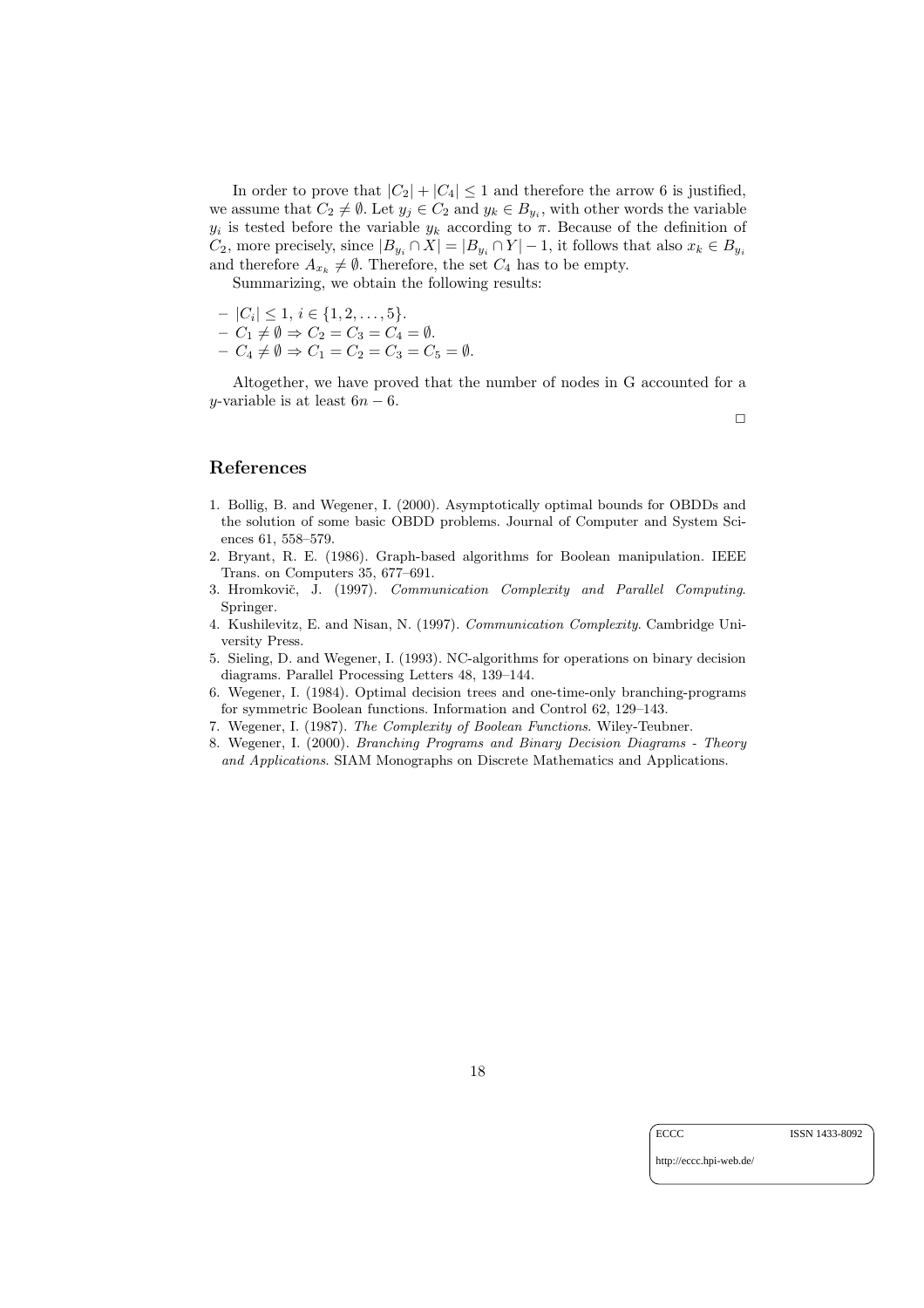In order to prove that $|C_2| + |C_4| \leq 1$ and therefore the arrow 6 is justified, we assume that $C_2 \neq \emptyset$. Let $y_j \in C_2$ and $y_k \in B_{y_i}$, with other words the variable $y_i$ is tested before the variable $y_k$ according to $\pi$. Because of the definition of $C_2$, more precisely, since $|B_{y_i} \cap X| = |B_{y_i} \cap Y| - 1$, it follows that also $x_k \in B_{y_i}$ and therefore $A_{x_k} \neq \emptyset$. Therefore, the set $C_4$ has to be empty.

Summarizing, we obtain the following results:

- $|C_i| \leq 1$, $i \in \{1, 2, \ldots, 5\}$.
- $C_1 \neq \emptyset \Rightarrow C_2 = C_3 = C_4 = \emptyset$.
- $C_4 \neq \emptyset \Rightarrow C_1 = C_2 = C_3 = C_5 = \emptyset$.

Altogether, we have proved that the number of nodes in G accounted for a $y$-variable is at least $6n - 6$.

□

## References

1. Bollig, B. and Wegener, I. (2000). Asymptotically optimal bounds for OBDDs and the solution of some basic OBDD problems. Journal of Computer and System Sciences 61, 558–579.
2. Bryant, R. E. (1986). Graph-based algorithms for Boolean manipulation. IEEE Trans. on Computers 35, 677–691.
3. Hromkovič, J. (1997). *Communication Complexity and Parallel Computing*. Springer.
4. Kushilevitz, E. and Nisan, N. (1997). *Communication Complexity*. Cambridge University Press.
5. Sieling, D. and Wegener, I. (1993). NC-algorithms for operations on binary decision diagrams. Parallel Processing Letters 48, 139–144.
6. Wegener, I. (1984). Optimal decision trees and one-time-only branching-programs for symmetric Boolean functions. Information and Control 62, 129–143.
7. Wegener, I. (1987). *The Complexity of Boolean Functions*. Wiley-Teubner.
8. Wegener, I. (2000). *Branching Programs and Binary Decision Diagrams - Theory and Applications*. SIAM Monographs on Discrete Mathematics and Applications.

ECCC ISSN 1433-8092

http://eccc.hpi-web.de/